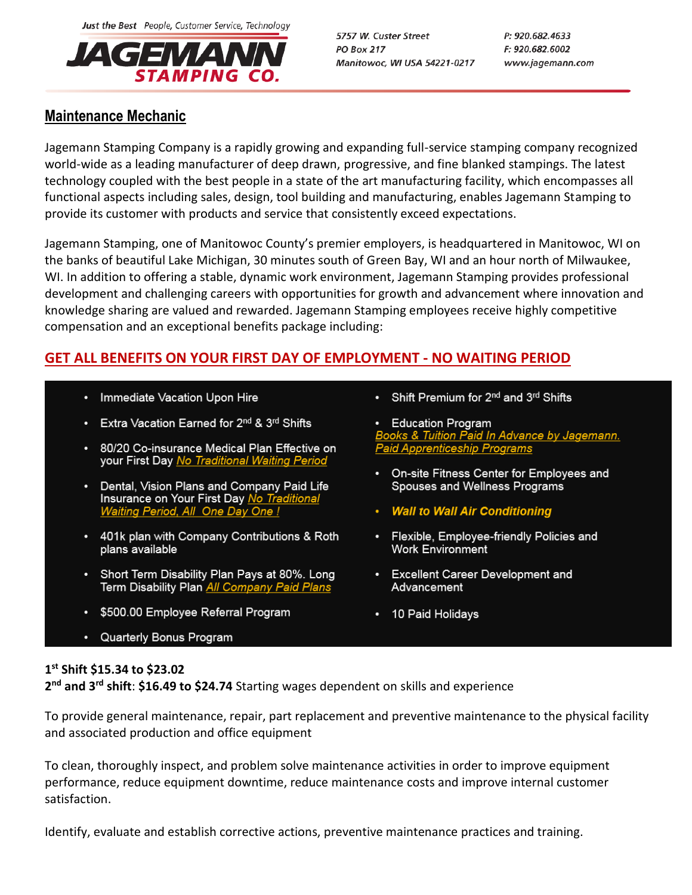Just the Best People, Customer Service, Technology

**JAGEMANN STAMPING CO.**

5757 W. Custer Street
PO Box 217
Manitowoc, WI USA 54221-0217

P: 920.682.4633
F: 920.682.6002
www.jagemann.com

## Maintenance Mechanic

Jagemann Stamping Company is a rapidly growing and expanding full-service stamping company recognized world-wide as a leading manufacturer of deep drawn, progressive, and fine blanked stampings. The latest technology coupled with the best people in a state of the art manufacturing facility, which encompasses all functional aspects including sales, design, tool building and manufacturing, enables Jagemann Stamping to provide its customer with products and service that consistently exceed expectations.

Jagemann Stamping, one of Manitowoc County's premier employers, is headquartered in Manitowoc, WI on the banks of beautiful Lake Michigan, 30 minutes south of Green Bay, WI and an hour north of Milwaukee, WI. In addition to offering a stable, dynamic work environment, Jagemann Stamping provides professional development and challenging careers with opportunities for growth and advancement where innovation and knowledge sharing are valued and rewarded. Jagemann Stamping employees receive highly competitive compensation and an exceptional benefits package including:

**GET ALL BENEFITS ON YOUR FIRST DAY OF EMPLOYMENT - NO WAITING PERIOD**

- Immediate Vacation Upon Hire
- Extra Vacation Earned for 2nd & 3rd Shifts
- 80/20 Co-insurance Medical Plan Effective on your First Day *No Traditional Waiting Period*
- Dental, Vision Plans and Company Paid Life Insurance on Your First Day *No Traditional Waiting Period, All One Day One !*
- 401k plan with Company Contributions & Roth plans available
- Short Term Disability Plan Pays at 80%. Long Term Disability Plan *All Company Paid Plans*
- $500.00 Employee Referral Program
- Quarterly Bonus Program
- Shift Premium for 2nd and 3rd Shifts
- Education Program *Books & Tuition Paid In Advance by Jagemann. Paid Apprenticeship Programs*
- On-site Fitness Center for Employees and Spouses and Wellness Programs
- ***Wall to Wall Air Conditioning***
- Flexible, Employee-friendly Policies and Work Environment
- Excellent Career Development and Advancement
- 10 Paid Holidays

**1st Shift $15.34 to $23.02**
**2nd and 3rd shift**: **$16.49 to $24.74** Starting wages dependent on skills and experience

To provide general maintenance, repair, part replacement and preventive maintenance to the physical facility and associated production and office equipment

To clean, thoroughly inspect, and problem solve maintenance activities in order to improve equipment performance, reduce equipment downtime, reduce maintenance costs and improve internal customer satisfaction.

Identify, evaluate and establish corrective actions, preventive maintenance practices and training.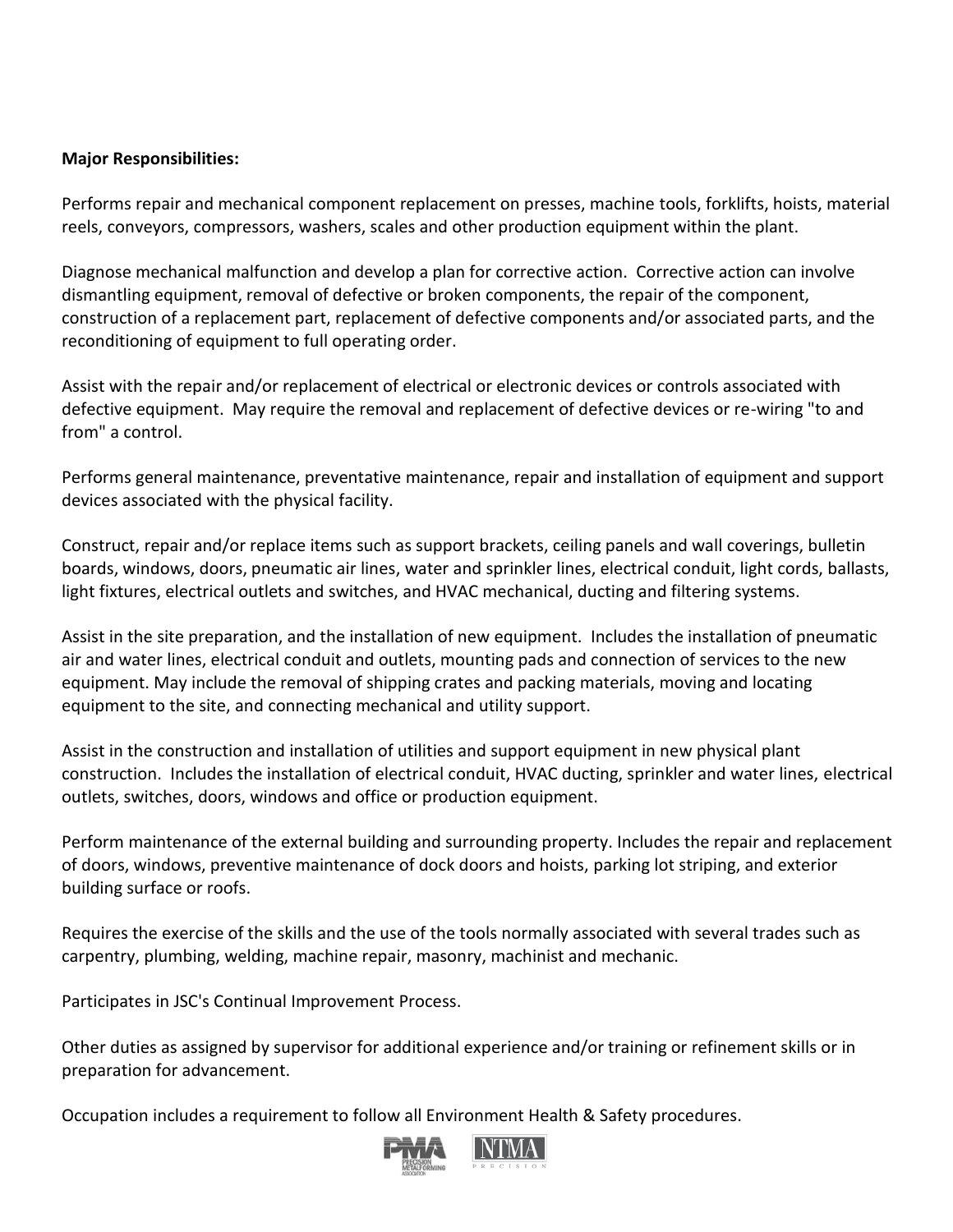**Major Responsibilities:**

Performs repair and mechanical component replacement on presses, machine tools, forklifts, hoists, material reels, conveyors, compressors, washers, scales and other production equipment within the plant.

Diagnose mechanical malfunction and develop a plan for corrective action. Corrective action can involve dismantling equipment, removal of defective or broken components, the repair of the component, construction of a replacement part, replacement of defective components and/or associated parts, and the reconditioning of equipment to full operating order.

Assist with the repair and/or replacement of electrical or electronic devices or controls associated with defective equipment. May require the removal and replacement of defective devices or re-wiring "to and from" a control.

Performs general maintenance, preventative maintenance, repair and installation of equipment and support devices associated with the physical facility.

Construct, repair and/or replace items such as support brackets, ceiling panels and wall coverings, bulletin boards, windows, doors, pneumatic air lines, water and sprinkler lines, electrical conduit, light cords, ballasts, light fixtures, electrical outlets and switches, and HVAC mechanical, ducting and filtering systems.

Assist in the site preparation, and the installation of new equipment. Includes the installation of pneumatic air and water lines, electrical conduit and outlets, mounting pads and connection of services to the new equipment. May include the removal of shipping crates and packing materials, moving and locating equipment to the site, and connecting mechanical and utility support.

Assist in the construction and installation of utilities and support equipment in new physical plant construction. Includes the installation of electrical conduit, HVAC ducting, sprinkler and water lines, electrical outlets, switches, doors, windows and office or production equipment.

Perform maintenance of the external building and surrounding property. Includes the repair and replacement of doors, windows, preventive maintenance of dock doors and hoists, parking lot striping, and exterior building surface or roofs.

Requires the exercise of the skills and the use of the tools normally associated with several trades such as carpentry, plumbing, welding, machine repair, masonry, machinist and mechanic.

Participates in JSC's Continual Improvement Process.

Other duties as assigned by supervisor for additional experience and/or training or refinement skills or in preparation for advancement.

Occupation includes a requirement to follow all Environment Health & Safety procedures.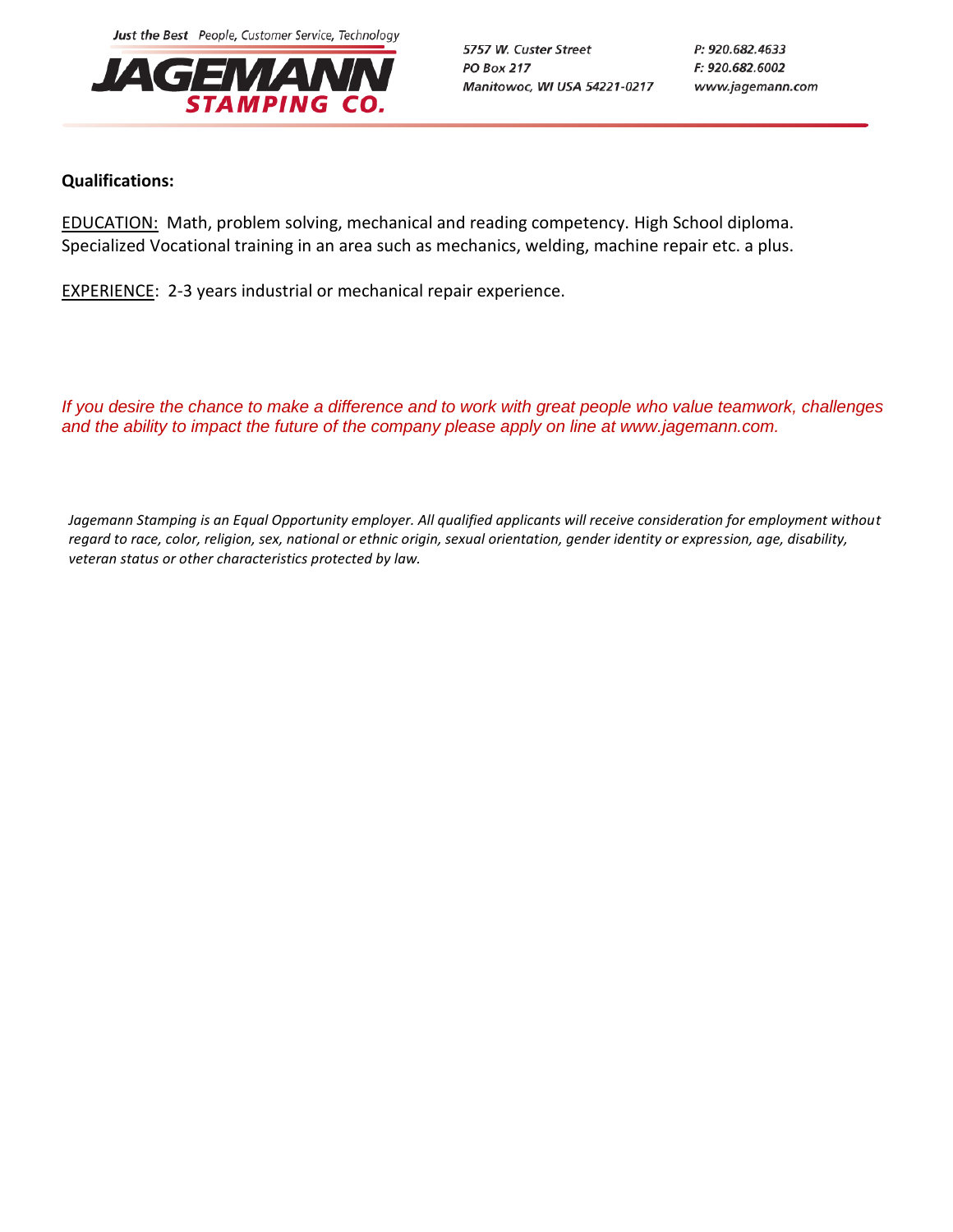**Qualifications:**

EDUCATION: Math, problem solving, mechanical and reading competency. High School diploma. Specialized Vocational training in an area such as mechanics, welding, machine repair etc. a plus.

EXPERIENCE: 2-3 years industrial or mechanical repair experience.

*If you desire the chance to make a difference and to work with great people who value teamwork, challenges and the ability to impact the future of the company please apply on line at www.jagemann.com.*

*Jagemann Stamping is an Equal Opportunity employer. All qualified applicants will receive consideration for employment without regard to race, color, religion, sex, national or ethnic origin, sexual orientation, gender identity or expression, age, disability, veteran status or other characteristics protected by law.*